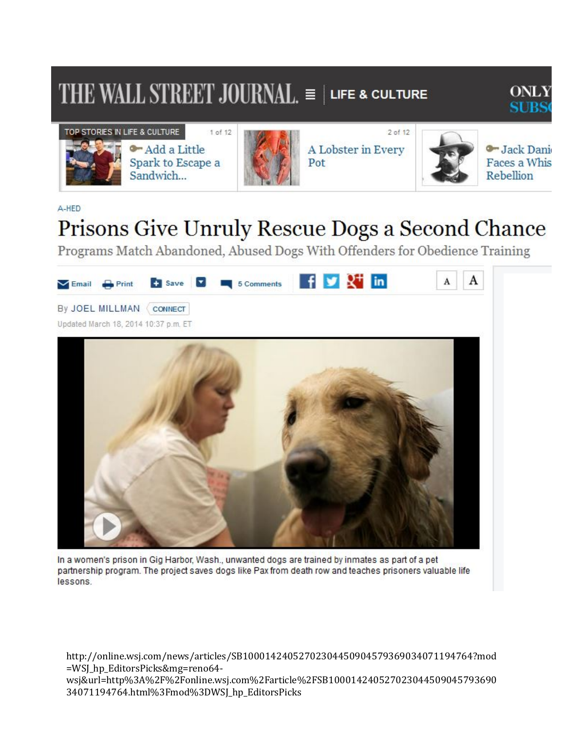THE WALL STREET JOURNAL. | LIFE & CULTURE

TOP STORIES IN LIFE & CULTURE

- Add a Little Spark to Escape a Sandwich...
- A Lobster in Every Pot
- Jack Dani... Faces a Whis... Rebellion

A-HED

# Prisons Give Unruly Rescue Dogs a Second Chance

## Programs Match Abandoned, Abused Dogs With Offenders for Obedience Training

Email Print Save 5 Comments

By JOEL MILLMAN CONNECT

Updated March 18, 2014 10:37 p.m. ET

In a women's prison in Gig Harbor, Wash., unwanted dogs are trained by inmates as part of a pet partnership program. The project saves dogs like Pax from death row and teaches prisoners valuable life lessons.

http://online.wsj.com/news/articles/SB10001424052702304450904579369034071194764?mod=WSJ_hp_EditorsPicks&mg=reno64-wsj&url=http%3A%2F%2Fonline.wsj.com%2Farticle%2FSB10001424052702304450904579369034071194764.html%3Fmod%3DWSJ_hp_EditorsPicks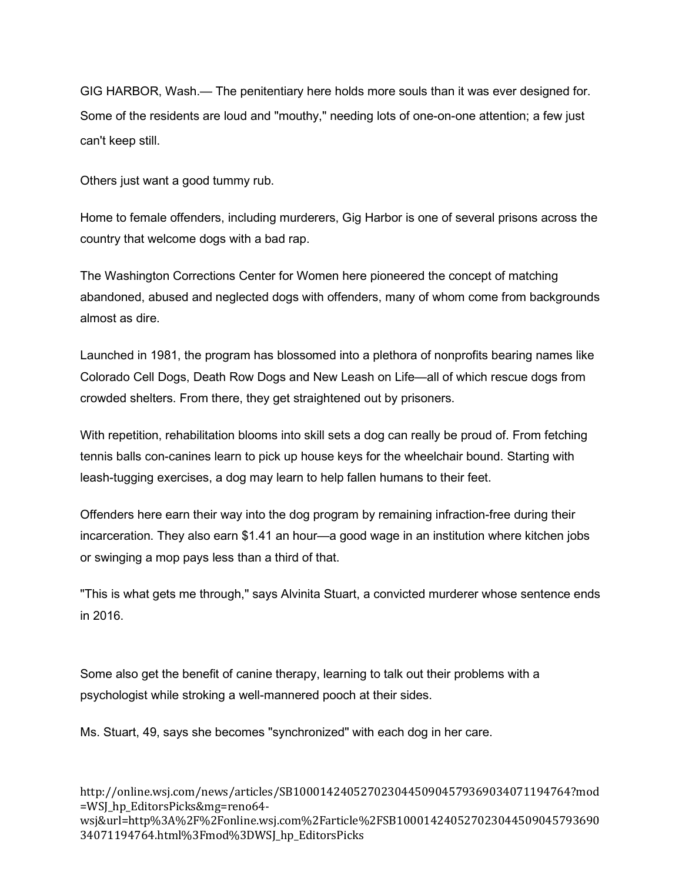GIG HARBOR, Wash.— The penitentiary here holds more souls than it was ever designed for. Some of the residents are loud and "mouthy," needing lots of one-on-one attention; a few just can't keep still.

Others just want a good tummy rub.

Home to female offenders, including murderers, Gig Harbor is one of several prisons across the country that welcome dogs with a bad rap.

The Washington Corrections Center for Women here pioneered the concept of matching abandoned, abused and neglected dogs with offenders, many of whom come from backgrounds almost as dire.

Launched in 1981, the program has blossomed into a plethora of nonprofits bearing names like Colorado Cell Dogs, Death Row Dogs and New Leash on Life—all of which rescue dogs from crowded shelters. From there, they get straightened out by prisoners.

With repetition, rehabilitation blooms into skill sets a dog can really be proud of. From fetching tennis balls con-canines learn to pick up house keys for the wheelchair bound. Starting with leash-tugging exercises, a dog may learn to help fallen humans to their feet.

Offenders here earn their way into the dog program by remaining infraction-free during their incarceration. They also earn $1.41 an hour—a good wage in an institution where kitchen jobs or swinging a mop pays less than a third of that.

"This is what gets me through," says Alvinita Stuart, a convicted murderer whose sentence ends in 2016.

Some also get the benefit of canine therapy, learning to talk out their problems with a psychologist while stroking a well-mannered pooch at their sides.

Ms. Stuart, 49, says she becomes "synchronized" with each dog in her care.

http://online.wsj.com/news/articles/SB10001424052702304450904579369034071194764?mod=WSJ_hp_EditorsPicks&mg=reno64-wsj&url=http%3A%2F%2Fonline.wsj.com%2Farticle%2FSB10001424052702304450904579369034071194764.html%3Fmod%3DWSJ_hp_EditorsPicks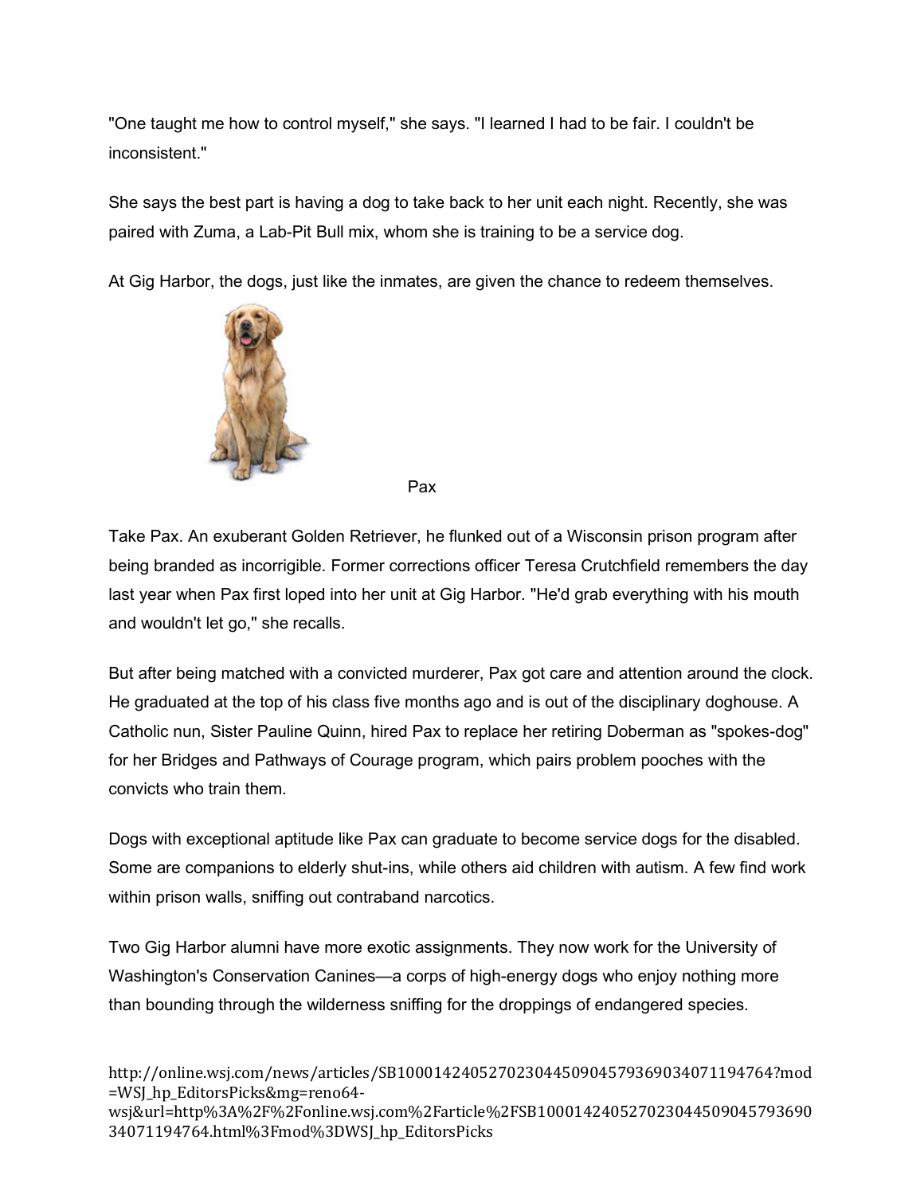"One taught me how to control myself," she says. "I learned I had to be fair. I couldn't be inconsistent."

She says the best part is having a dog to take back to her unit each night. Recently, she was paired with Zuma, a Lab-Pit Bull mix, whom she is training to be a service dog.

At Gig Harbor, the dogs, just like the inmates, are given the chance to redeem themselves.

Pax

Take Pax. An exuberant Golden Retriever, he flunked out of a Wisconsin prison program after being branded as incorrigible. Former corrections officer Teresa Crutchfield remembers the day last year when Pax first loped into her unit at Gig Harbor. "He'd grab everything with his mouth and wouldn't let go," she recalls.

But after being matched with a convicted murderer, Pax got care and attention around the clock. He graduated at the top of his class five months ago and is out of the disciplinary doghouse. A Catholic nun, Sister Pauline Quinn, hired Pax to replace her retiring Doberman as "spokes-dog" for her Bridges and Pathways of Courage program, which pairs problem pooches with the convicts who train them.

Dogs with exceptional aptitude like Pax can graduate to become service dogs for the disabled. Some are companions to elderly shut-ins, while others aid children with autism. A few find work within prison walls, sniffing out contraband narcotics.

Two Gig Harbor alumni have more exotic assignments. They now work for the University of Washington's Conservation Canines—a corps of high-energy dogs who enjoy nothing more than bounding through the wilderness sniffing for the droppings of endangered species.

http://online.wsj.com/news/articles/SB10001424052702304450904579369034071194764?mod=WSJ_hp_EditorsPicks&mg=reno64-wsj&url=http%3A%2F%2Fonline.wsj.com%2Farticle%2FSB10001424052702304450904579369034071194764.html%3Fmod%3DWSJ_hp_EditorsPicks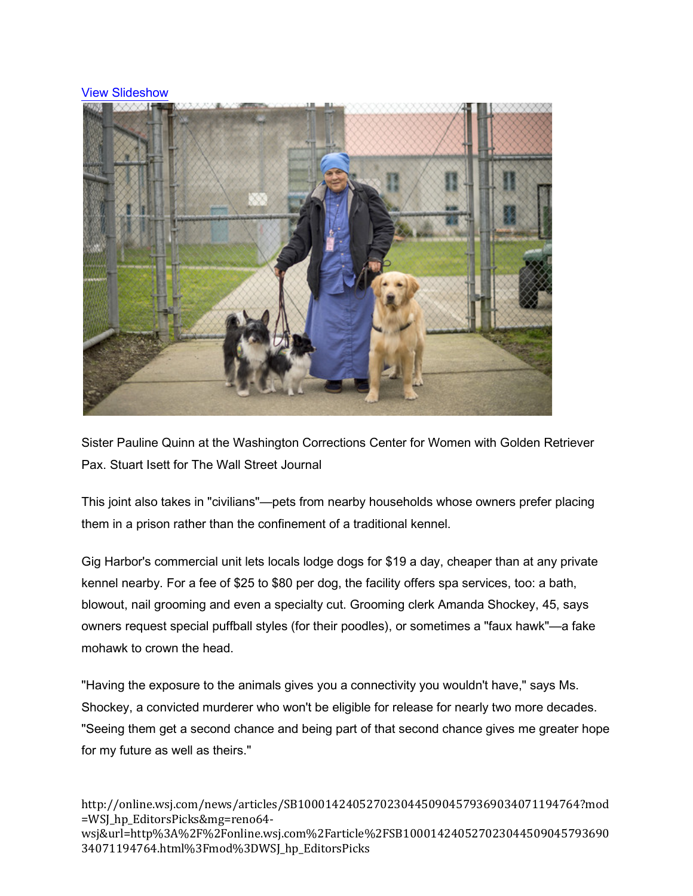[View Slideshow]

Sister Pauline Quinn at the Washington Corrections Center for Women with Golden Retriever Pax. Stuart Isett for The Wall Street Journal

This joint also takes in "civilians"—pets from nearby households whose owners prefer placing them in a prison rather than the confinement of a traditional kennel.

Gig Harbor's commercial unit lets locals lodge dogs for $19 a day, cheaper than at any private kennel nearby. For a fee of $25 to $80 per dog, the facility offers spa services, too: a bath, blowout, nail grooming and even a specialty cut. Grooming clerk Amanda Shockey, 45, says owners request special puffball styles (for their poodles), or sometimes a "faux hawk"—a fake mohawk to crown the head.

"Having the exposure to the animals gives you a connectivity you wouldn't have," says Ms. Shockey, a convicted murderer who won't be eligible for release for nearly two more decades. "Seeing them get a second chance and being part of that second chance gives me greater hope for my future as well as theirs."

http://online.wsj.com/news/articles/SB10001424052702304450904579369034071194764?mod=WSJ_hp_EditorsPicks&mg=reno64-wsj&url=http%3A%2F%2Fonline.wsj.com%2Farticle%2FSB10001424052702304450904579369034071194764.html%3Fmod%3DWSJ_hp_EditorsPicks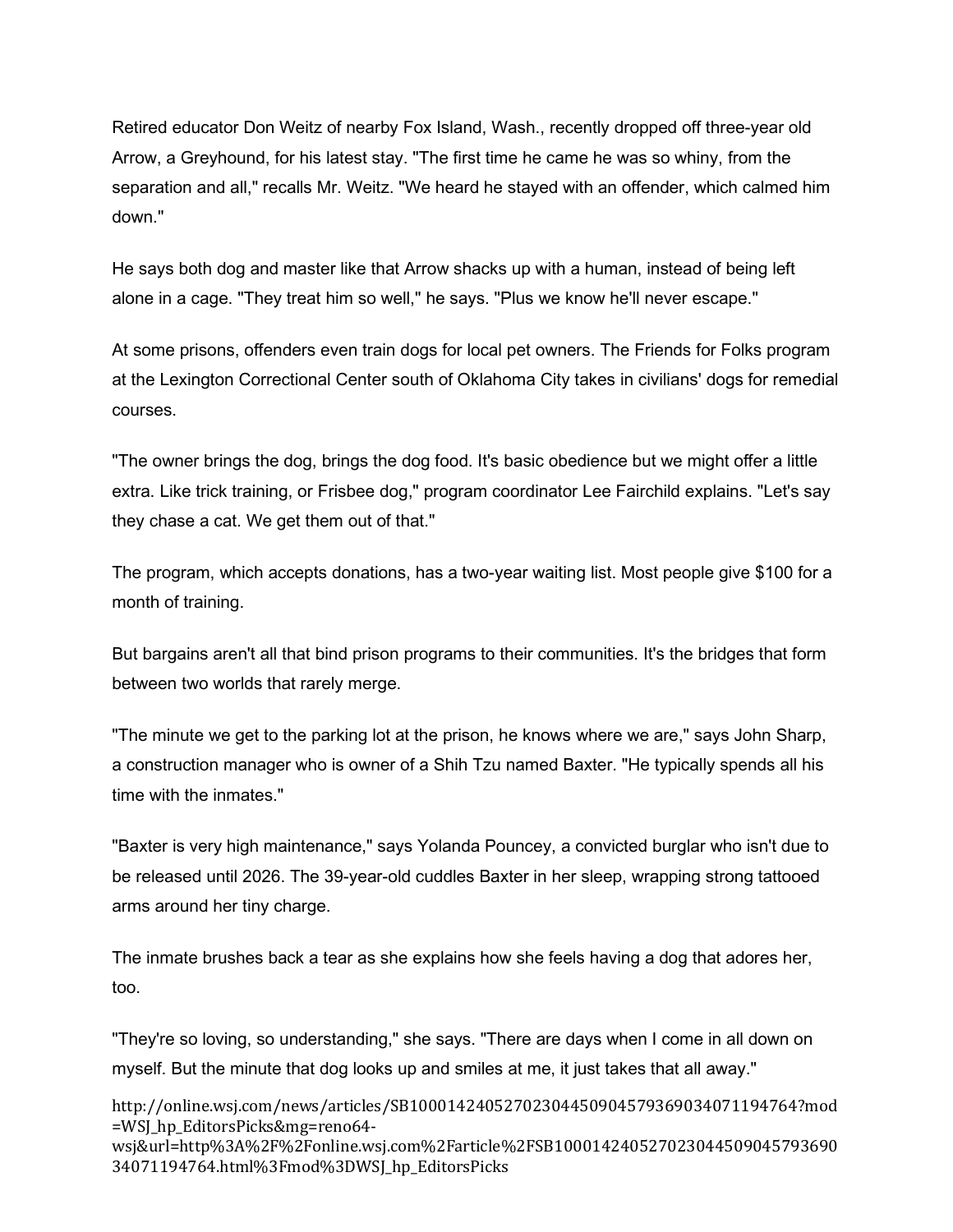Retired educator Don Weitz of nearby Fox Island, Wash., recently dropped off three-year old Arrow, a Greyhound, for his latest stay. "The first time he came he was so whiny, from the separation and all," recalls Mr. Weitz. "We heard he stayed with an offender, which calmed him down."

He says both dog and master like that Arrow shacks up with a human, instead of being left alone in a cage. "They treat him so well," he says. "Plus we know he'll never escape."

At some prisons, offenders even train dogs for local pet owners. The Friends for Folks program at the Lexington Correctional Center south of Oklahoma City takes in civilians' dogs for remedial courses.

"The owner brings the dog, brings the dog food. It's basic obedience but we might offer a little extra. Like trick training, or Frisbee dog," program coordinator Lee Fairchild explains. "Let's say they chase a cat. We get them out of that."

The program, which accepts donations, has a two-year waiting list. Most people give $100 for a month of training.

But bargains aren't all that bind prison programs to their communities. It's the bridges that form between two worlds that rarely merge.

"The minute we get to the parking lot at the prison, he knows where we are," says John Sharp, a construction manager who is owner of a Shih Tzu named Baxter. "He typically spends all his time with the inmates."

"Baxter is very high maintenance," says Yolanda Pouncey, a convicted burglar who isn't due to be released until 2026. The 39-year-old cuddles Baxter in her sleep, wrapping strong tattooed arms around her tiny charge.

The inmate brushes back a tear as she explains how she feels having a dog that adores her, too.

"They're so loving, so understanding," she says. "There are days when I come in all down on myself. But the minute that dog looks up and smiles at me, it just takes that all away."

http://online.wsj.com/news/articles/SB10001424052702304450904579369034071194764?mod=WSJ_hp_EditorsPicks&mg=reno64-wsj&url=http%3A%2F%2Fonline.wsj.com%2Farticle%2FSB10001424052702304450904579369034071194764.html%3Fmod%3DWSJ_hp_EditorsPicks